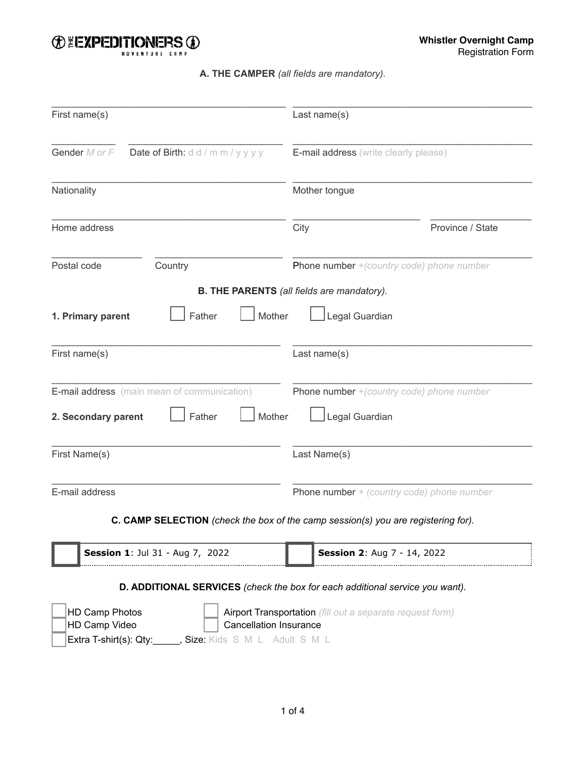**THE EXPEDITIONERS ADVENTURE CAMP**

**Whistler Overnight Camp**
Registration Form

## A. THE CAMPER *(all fields are mandatory).*

First name(s) ______________________ Last name(s) ______________________

Gender *M or F* ______ Date of Birth: d d / m m / y y y y ______ E-mail address (write clearly please) ______________________

Nationality ______________________ Mother tongue ______________________

Home address ______________________ City ______________________ Province / State ______________________

Postal code ______ Country ______________________ Phone number *+(country code) phone number* ______________________

## B. THE PARENTS *(all fields are mandatory).*

**1. Primary parent** ☐ Father ☐ Mother ☐ Legal Guardian

First name(s) ______________________ Last name(s) ______________________

E-mail address (main mean of communication) ______________________ Phone number *+(country code) phone number* ______________________

**2. Secondary parent** ☐ Father ☐ Mother ☐ Legal Guardian

First Name(s) ______________________ Last Name(s) ______________________

E-mail address ______________________ Phone number *+ (country code) phone number* ______________________

## C. CAMP SELECTION *(check the box of the camp session(s) you are registering for).*

☐ **Session 1**: Jul 31 - Aug 7, 2022 ☐ **Session 2**: Aug 7 - 14, 2022

## D. ADDITIONAL SERVICES *(check the box for each additional service you want).*

☐ HD Camp Photos
☐ HD Camp Video
☐ Extra T-shirt(s): Qty:_____, Size: Kids S M L Adult S M L
☐ Airport Transportation *(fill out a separate request form)*
☐ Cancellation Insurance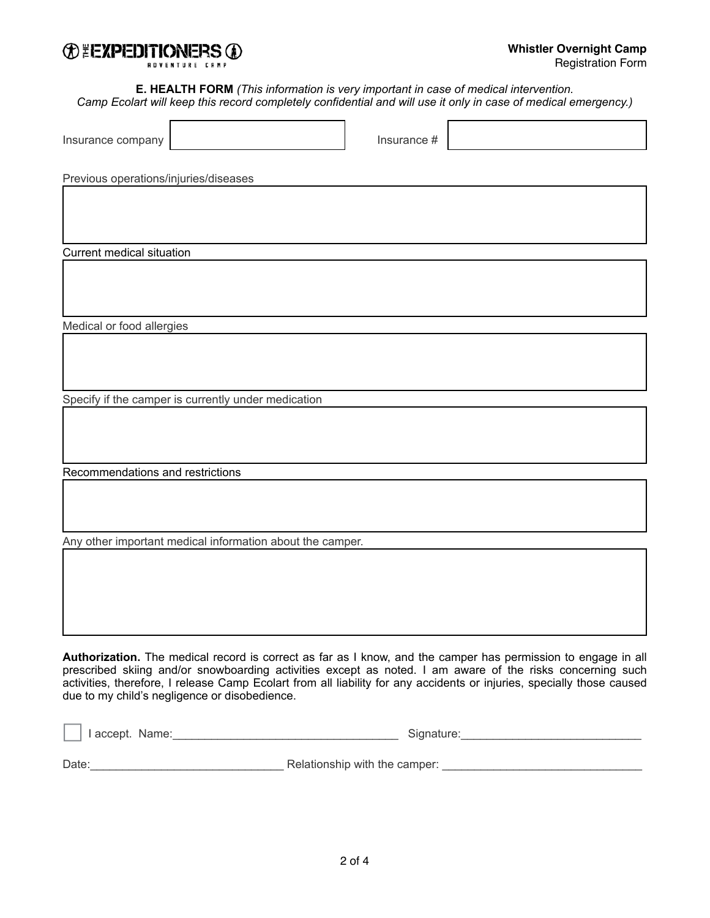**Whistler Overnight Camp**
Registration Form

**E. HEALTH FORM** *(This information is very important in case of medical intervention. Camp Ecolart will keep this record completely confidential and will use it only in case of medical emergency.)*

Insurance company ______________________ Insurance # ______________________

Previous operations/injuries/diseases

Current medical situation

Medical or food allergies

Specify if the camper is currently under medication

Recommendations and restrictions

Any other important medical information about the camper.

**Authorization.** The medical record is correct as far as I know, and the camper has permission to engage in all prescribed skiing and/or snowboarding activities except as noted. I am aware of the risks concerning such activities, therefore, I release Camp Ecolart from all liability for any accidents or injuries, specially those caused due to my child's negligence or disobedience.

☐ I accept. Name:___________________________________ Signature:____________________________

Date:______________________________ Relationship with the camper: _______________________________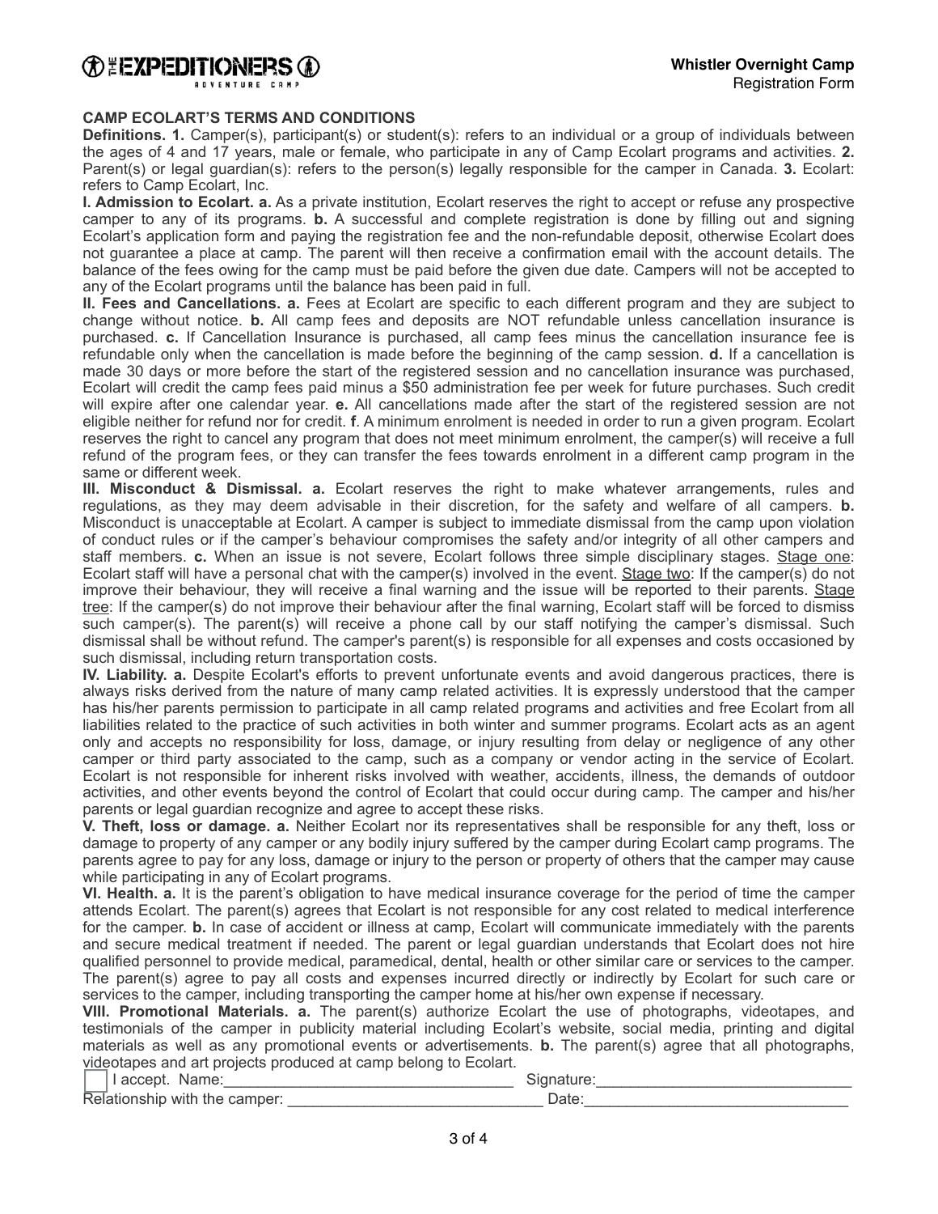**Whistler Overnight Camp**
Registration Form

## CAMP ECOLART'S TERMS AND CONDITIONS

**Definitions. 1.** Camper(s), participant(s) or student(s): refers to an individual or a group of individuals between the ages of 4 and 17 years, male or female, who participate in any of Camp Ecolart programs and activities. **2.** Parent(s) or legal guardian(s): refers to the person(s) legally responsible for the camper in Canada. **3.** Ecolart: refers to Camp Ecolart, Inc.

**I. Admission to Ecolart. a.** As a private institution, Ecolart reserves the right to accept or refuse any prospective camper to any of its programs. **b.** A successful and complete registration is done by filling out and signing Ecolart's application form and paying the registration fee and the non-refundable deposit, otherwise Ecolart does not guarantee a place at camp. The parent will then receive a confirmation email with the account details. The balance of the fees owing for the camp must be paid before the given due date. Campers will not be accepted to any of the Ecolart programs until the balance has been paid in full.

**II. Fees and Cancellations. a.** Fees at Ecolart are specific to each different program and they are subject to change without notice. **b.** All camp fees and deposits are NOT refundable unless cancellation insurance is purchased. **c.** If Cancellation Insurance is purchased, all camp fees minus the cancellation insurance fee is refundable only when the cancellation is made before the beginning of the camp session. **d.** If a cancellation is made 30 days or more before the start of the registered session and no cancellation insurance was purchased, Ecolart will credit the camp fees paid minus a $50 administration fee per week for future purchases. Such credit will expire after one calendar year. **e.** All cancellations made after the start of the registered session are not eligible neither for refund nor for credit. **f**. A minimum enrolment is needed in order to run a given program. Ecolart reserves the right to cancel any program that does not meet minimum enrolment, the camper(s) will receive a full refund of the program fees, or they can transfer the fees towards enrolment in a different camp program in the same or different week.

**III. Misconduct & Dismissal. a.** Ecolart reserves the right to make whatever arrangements, rules and regulations, as they may deem advisable in their discretion, for the safety and welfare of all campers. **b.** Misconduct is unacceptable at Ecolart. A camper is subject to immediate dismissal from the camp upon violation of conduct rules or if the camper's behaviour compromises the safety and/or integrity of all other campers and staff members. **c.** When an issue is not severe, Ecolart follows three simple disciplinary stages. Stage one: Ecolart staff will have a personal chat with the camper(s) involved in the event. Stage two: If the camper(s) do not improve their behaviour, they will receive a final warning and the issue will be reported to their parents. Stage tree: If the camper(s) do not improve their behaviour after the final warning, Ecolart staff will be forced to dismiss such camper(s). The parent(s) will receive a phone call by our staff notifying the camper's dismissal. Such dismissal shall be without refund. The camper's parent(s) is responsible for all expenses and costs occasioned by such dismissal, including return transportation costs.

**IV. Liability. a.** Despite Ecolart's efforts to prevent unfortunate events and avoid dangerous practices, there is always risks derived from the nature of many camp related activities. It is expressly understood that the camper has his/her parents permission to participate in all camp related programs and activities and free Ecolart from all liabilities related to the practice of such activities in both winter and summer programs. Ecolart acts as an agent only and accepts no responsibility for loss, damage, or injury resulting from delay or negligence of any other camper or third party associated to the camp, such as a company or vendor acting in the service of Ecolart. Ecolart is not responsible for inherent risks involved with weather, accidents, illness, the demands of outdoor activities, and other events beyond the control of Ecolart that could occur during camp. The camper and his/her parents or legal guardian recognize and agree to accept these risks.

**V. Theft, loss or damage. a.** Neither Ecolart nor its representatives shall be responsible for any theft, loss or damage to property of any camper or any bodily injury suffered by the camper during Ecolart camp programs. The parents agree to pay for any loss, damage or injury to the person or property of others that the camper may cause while participating in any of Ecolart programs.

**VI. Health. a.** It is the parent's obligation to have medical insurance coverage for the period of time the camper attends Ecolart. The parent(s) agrees that Ecolart is not responsible for any cost related to medical interference for the camper. **b.** In case of accident or illness at camp, Ecolart will communicate immediately with the parents and secure medical treatment if needed. The parent or legal guardian understands that Ecolart does not hire qualified personnel to provide medical, paramedical, dental, health or other similar care or services to the camper. The parent(s) agree to pay all costs and expenses incurred directly or indirectly by Ecolart for such care or services to the camper, including transporting the camper home at his/her own expense if necessary.

**VIII. Promotional Materials. a.** The parent(s) authorize Ecolart the use of photographs, videotapes, and testimonials of the camper in publicity material including Ecolart's website, social media, printing and digital materials as well as any promotional events or advertisements. **b.** The parent(s) agree that all photographs, videotapes and art projects produced at camp belong to Ecolart.

☐ I accept. Name:_________________________________ Signature:_____________________________

Relationship with the camper: ______________________________ Date:______________________________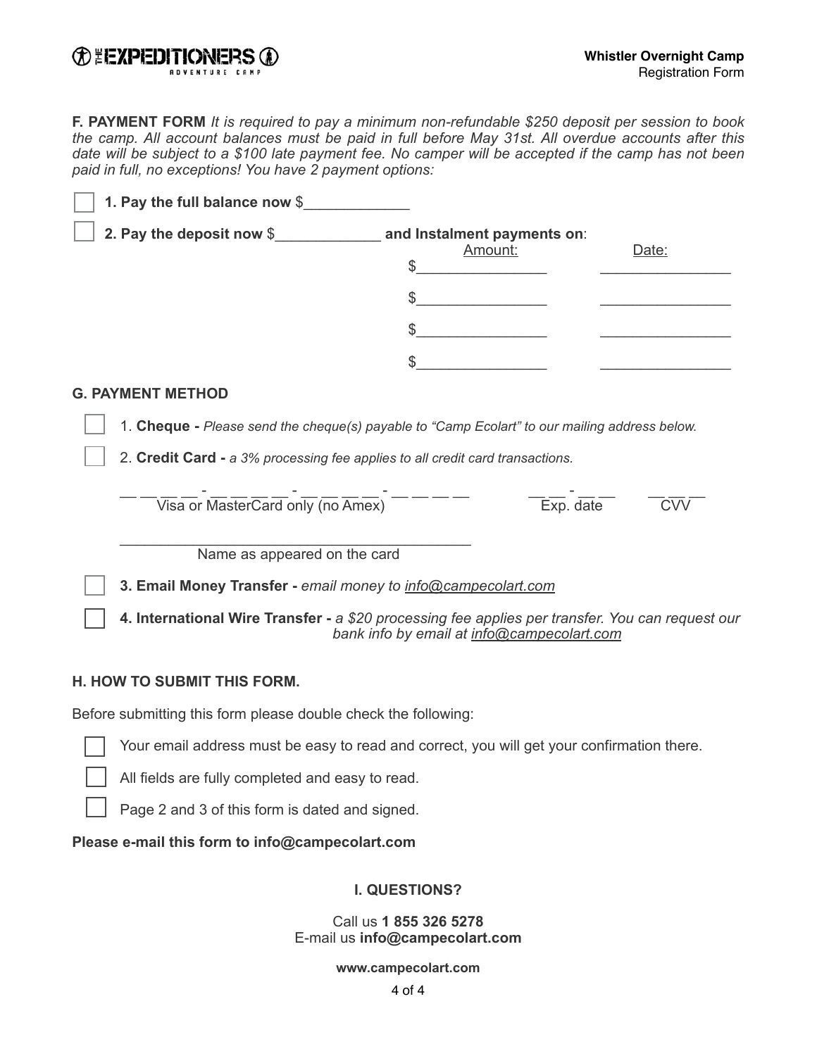**F. PAYMENT FORM** *It is required to pay a minimum non-refundable $250 deposit per session to book the camp. All account balances must be paid in full before May 31st. All overdue accounts after this date will be subject to a $100 late payment fee. No camper will be accepted if the camp has not been paid in full, no exceptions! You have 2 payment options:*

- ☐ **1. Pay the full balance now** $\_\_\_\_\_\_\_\_\_\_\_\_\_
- ☐ **2. Pay the deposit now** $\_\_\_\_\_\_\_\_\_\_\_\_\_ **and Instalment payments on**:

| Amount: | Date: |
|---|---|
| $\_\_\_\_\_\_\_\_\_\_\_\_\_\_\_\_ | \_\_\_\_\_\_\_\_\_\_\_\_\_\_\_\_ |
| $\_\_\_\_\_\_\_\_\_\_\_\_\_\_\_\_ | \_\_\_\_\_\_\_\_\_\_\_\_\_\_\_\_ |
| $\_\_\_\_\_\_\_\_\_\_\_\_\_\_\_\_ | \_\_\_\_\_\_\_\_\_\_\_\_\_\_\_\_ |
| $\_\_\_\_\_\_\_\_\_\_\_\_\_\_\_\_ | \_\_\_\_\_\_\_\_\_\_\_\_\_\_\_\_ |

**G. PAYMENT METHOD**

- ☐ 1. **Cheque -** *Please send the cheque(s) payable to “Camp Ecolart” to our mailing address below.*
- ☐ 2. **Credit Card -** *a 3% processing fee applies to all credit card transactions.*

\_\_ \_\_ \_\_ \_\_ - \_\_ \_\_ \_\_ \_\_ - \_\_ \_\_ \_\_ \_\_ - \_\_ \_\_ \_\_ \_\_ &nbsp;&nbsp; \_\_ \_\_ - \_\_ \_\_ &nbsp;&nbsp; \_\_ \_\_ \_\_
Visa or MasterCard only (no Amex) &nbsp;&nbsp; Exp. date &nbsp;&nbsp; CVV

\_\_\_\_\_\_\_\_\_\_\_\_\_\_\_\_\_\_\_\_\_\_\_\_\_\_\_\_\_\_\_\_\_\_\_\_\_\_\_\_
Name as appeared on the card

- ☐ **3. Email Money Transfer -** *email money to info@campecolart.com*
- ☐ **4. International Wire Transfer -** *a $20 processing fee applies per transfer. You can request our bank info by email at info@campecolart.com*

**H. HOW TO SUBMIT THIS FORM.**

Before submitting this form please double check the following:

- ☐ Your email address must be easy to read and correct, you will get your confirmation there.
- ☐ All fields are fully completed and easy to read.
- ☐ Page 2 and 3 of this form is dated and signed.

**Please e-mail this form to info@campecolart.com**

**I. QUESTIONS?**

Call us **1 855 326 5278**
E-mail us **info@campecolart.com**

**www.campecolart.com**